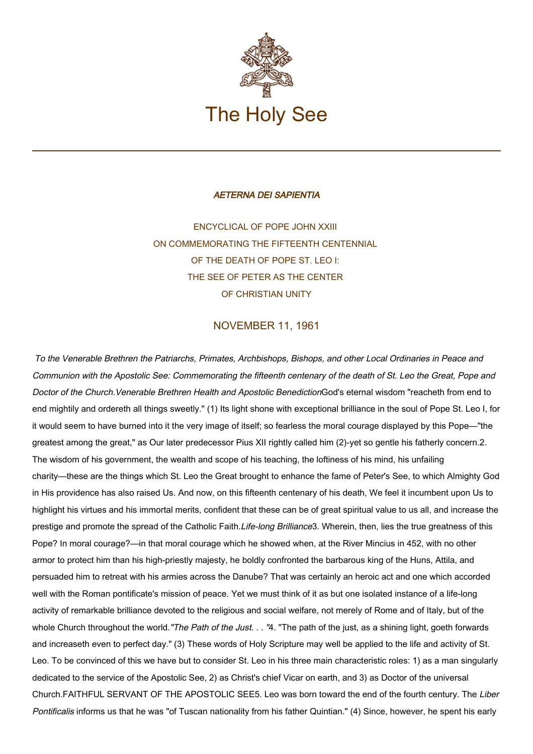# The Holy See

## *AETERNA DEI SAPIENTIA*

ENCYCLICAL OF POPE JOHN XXIII
ON COMMEMORATING THE FIFTEENTH CENTENNIAL
OF THE DEATH OF POPE ST. LEO I:
THE SEE OF PETER AS THE CENTER
OF CHRISTIAN UNITY

NOVEMBER 11, 1961

*To the Venerable Brethren the Patriarchs, Primates, Archbishops, Bishops, and other Local Ordinaries in Peace and Communion with the Apostolic See: Commemorating the fifteenth centenary of the death of St. Leo the Great, Pope and Doctor of the Church.*

*Venerable Brethren Health and Apostolic Benediction*

God's eternal wisdom "reacheth from end to end mightily and ordereth all things sweetly." (1) Its light shone with exceptional brilliance in the soul of Pope St. Leo I, for it would seem to have burned into it the very image of itself; so fearless the moral courage displayed by this Pope—"the greatest among the great," as Our later predecessor Pius XII rightly called him (2)-yet so gentle his fatherly concern.

2. The wisdom of his government, the wealth and scope of his teaching, the loftiness of his mind, his unfailing charity—these are the things which St. Leo the Great brought to enhance the fame of Peter's See, to which Almighty God in His providence has also raised Us. And now, on this fifteenth centenary of his death, We feel it incumbent upon Us to highlight his virtues and his immortal merits, confident that these can be of great spiritual value to us all, and increase the prestige and promote the spread of the Catholic Faith.

*Life-long Brilliance*

3. Wherein, then, lies the true greatness of this Pope? In moral courage?—in that moral courage which he showed when, at the River Mincius in 452, with no other armor to protect him than his high-priestly majesty, he boldly confronted the barbarous king of the Huns, Attila, and persuaded him to retreat with his armies across the Danube? That was certainly an heroic act and one which accorded well with the Roman pontificate's mission of peace. Yet we must think of it as but one isolated instance of a life-long activity of remarkable brilliance devoted to the religious and social welfare, not merely of Rome and of Italy, but of the whole Church throughout the world.

*"The Path of the Just. . . "*

4. "The path of the just, as a shining light, goeth forwards and increaseth even to perfect day." (3) These words of Holy Scripture may well be applied to the life and activity of St. Leo. To be convinced of this we have but to consider St. Leo in his three main characteristic roles: 1) as a man singularly dedicated to the service of the Apostolic See, 2) as Christ's chief Vicar on earth, and 3) as Doctor of the universal Church.

FAITHFUL SERVANT OF THE APOSTOLIC SEE

5. Leo was born toward the end of the fourth century. The *Liber Pontificalis* informs us that he was "of Tuscan nationality from his father Quintian." (4) Since, however, he spent his early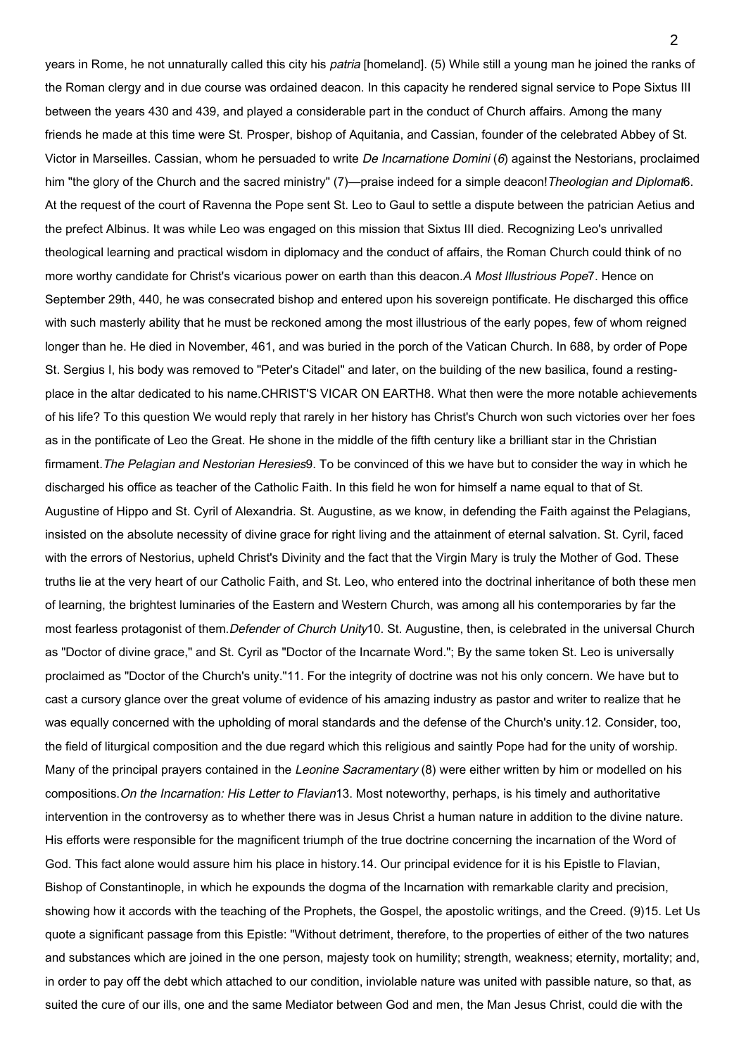years in Rome, he not unnaturally called this city his *patria* [homeland]. (5) While still a young man he joined the ranks of the Roman clergy and in due course was ordained deacon. In this capacity he rendered signal service to Pope Sixtus III between the years 430 and 439, and played a considerable part in the conduct of Church affairs. Among the many friends he made at this time were St. Prosper, bishop of Aquitania, and Cassian, founder of the celebrated Abbey of St. Victor in Marseilles. Cassian, whom he persuaded to write *De Incarnatione Domini* (*6*) against the Nestorians, proclaimed him "the glory of the Church and the sacred ministry" (7)—praise indeed for a simple deacon!

### *Theologian and Diplomat*

6. At the request of the court of Ravenna the Pope sent St. Leo to Gaul to settle a dispute between the patrician Aetius and the prefect Albinus. It was while Leo was engaged on this mission that Sixtus III died. Recognizing Leo's unrivalled theological learning and practical wisdom in diplomacy and the conduct of affairs, the Roman Church could think of no more worthy candidate for Christ's vicarious power on earth than this deacon.

### *A Most Illustrious Pope*

7. Hence on September 29th, 440, he was consecrated bishop and entered upon his sovereign pontificate. He discharged this office with such masterly ability that he must be reckoned among the most illustrious of the early popes, few of whom reigned longer than he. He died in November, 461, and was buried in the porch of the Vatican Church. In 688, by order of Pope St. Sergius I, his body was removed to "Peter's Citadel" and later, on the building of the new basilica, found a resting-place in the altar dedicated to his name.

## CHRIST'S VICAR ON EARTH

8. What then were the more notable achievements of his life? To this question We would reply that rarely in her history has Christ's Church won such victories over her foes as in the pontificate of Leo the Great. He shone in the middle of the fifth century like a brilliant star in the Christian firmament.

### *The Pelagian and Nestorian Heresies*

9. To be convinced of this we have but to consider the way in which he discharged his office as teacher of the Catholic Faith. In this field he won for himself a name equal to that of St. Augustine of Hippo and St. Cyril of Alexandria. St. Augustine, as we know, in defending the Faith against the Pelagians, insisted on the absolute necessity of divine grace for right living and the attainment of eternal salvation. St. Cyril, faced with the errors of Nestorius, upheld Christ's Divinity and the fact that the Virgin Mary is truly the Mother of God. These truths lie at the very heart of our Catholic Faith, and St. Leo, who entered into the doctrinal inheritance of both these men of learning, the brightest luminaries of the Eastern and Western Church, was among all his contemporaries by far the most fearless protagonist of them.

### *Defender of Church Unity*

10. St. Augustine, then, is celebrated in the universal Church as "Doctor of divine grace," and St. Cyril as "Doctor of the Incarnate Word."; By the same token St. Leo is universally proclaimed as "Doctor of the Church's unity."

11. For the integrity of doctrine was not his only concern. We have but to cast a cursory glance over the great volume of evidence of his amazing industry as pastor and writer to realize that he was equally concerned with the upholding of moral standards and the defense of the Church's unity.

12. Consider, too, the field of liturgical composition and the due regard which this religious and saintly Pope had for the unity of worship. Many of the principal prayers contained in the *Leonine Sacramentary* (8) were either written by him or modelled on his compositions.

### *On the Incarnation: His Letter to Flavian*

13. Most noteworthy, perhaps, is his timely and authoritative intervention in the controversy as to whether there was in Jesus Christ a human nature in addition to the divine nature. His efforts were responsible for the magnificent triumph of the true doctrine concerning the incarnation of the Word of God. This fact alone would assure him his place in history.

14. Our principal evidence for it is his Epistle to Flavian, Bishop of Constantinople, in which he expounds the dogma of the Incarnation with remarkable clarity and precision, showing how it accords with the teaching of the Prophets, the Gospel, the apostolic writings, and the Creed. (9)

15. Let Us quote a significant passage from this Epistle: "Without detriment, therefore, to the properties of either of the two natures and substances which are joined in the one person, majesty took on humility; strength, weakness; eternity, mortality; and, in order to pay off the debt which attached to our condition, inviolable nature was united with passible nature, so that, as suited the cure of our ills, one and the same Mediator between God and men, the Man Jesus Christ, could die with the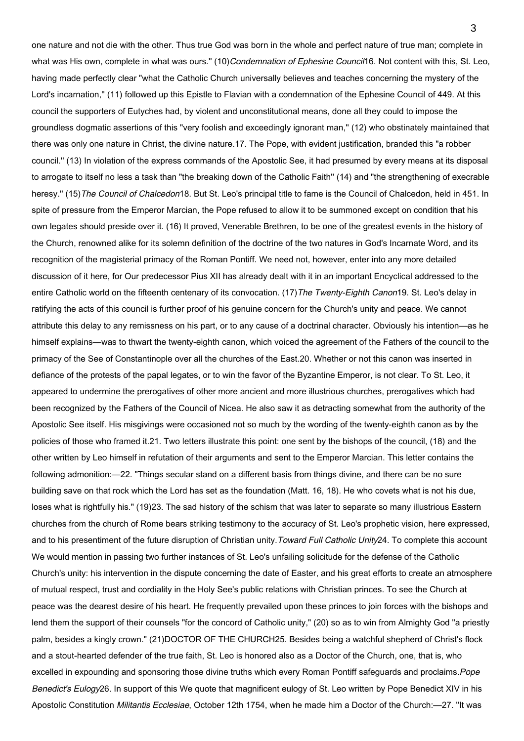one nature and not die with the other. Thus true God was born in the whole and perfect nature of true man; complete in what was His own, complete in what was ours." (10)

### *Condemnation of Ephesine Council*

16. Not content with this, St. Leo, having made perfectly clear "what the Catholic Church universally believes and teaches concerning the mystery of the Lord's incarnation," (11) followed up this Epistle to Flavian with a condemnation of the Ephesine Council of 449. At this council the supporters of Eutyches had, by violent and unconstitutional means, done all they could to impose the groundless dogmatic assertions of this "very foolish and exceedingly ignorant man," (12) who obstinately maintained that there was only one nature in Christ, the divine nature.

17. The Pope, with evident justification, branded this "a robber council." (13) In violation of the express commands of the Apostolic See, it had presumed by every means at its disposal to arrogate to itself no less a task than "the breaking down of the Catholic Faith" (14) and "the strengthening of execrable heresy." (15)

### *The Council of Chalcedon*

18. But St. Leo's principal title to fame is the Council of Chalcedon, held in 451. In spite of pressure from the Emperor Marcian, the Pope refused to allow it to be summoned except on condition that his own legates should preside over it. (16) It proved, Venerable Brethren, to be one of the greatest events in the history of the Church, renowned alike for its solemn definition of the doctrine of the two natures in God's Incarnate Word, and its recognition of the magisterial primacy of the Roman Pontiff. We need not, however, enter into any more detailed discussion of it here, for Our predecessor Pius XII has already dealt with it in an important Encyclical addressed to the entire Catholic world on the fifteenth centenary of its convocation. (17)

### *The Twenty-Eighth Canon*

19. St. Leo's delay in ratifying the acts of this council is further proof of his genuine concern for the Church's unity and peace. We cannot attribute this delay to any remissness on his part, or to any cause of a doctrinal character. Obviously his intention—as he himself explains—was to thwart the twenty-eighth canon, which voiced the agreement of the Fathers of the council to the primacy of the See of Constantinople over all the churches of the East.

20. Whether or not this canon was inserted in defiance of the protests of the papal legates, or to win the favor of the Byzantine Emperor, is not clear. To St. Leo, it appeared to undermine the prerogatives of other more ancient and more illustrious churches, prerogatives which had been recognized by the Fathers of the Council of Nicea. He also saw it as detracting somewhat from the authority of the Apostolic See itself. His misgivings were occasioned not so much by the wording of the twenty-eighth canon as by the policies of those who framed it.

21. Two letters illustrate this point: one sent by the bishops of the council, (18) and the other written by Leo himself in refutation of their arguments and sent to the Emperor Marcian. This letter contains the following admonition:—

22. "Things secular stand on a different basis from things divine, and there can be no sure building save on that rock which the Lord has set as the foundation (Matt. 16, 18). He who covets what is not his due, loses what is rightfully his." (19)

23. The sad history of the schism that was later to separate so many illustrious Eastern churches from the church of Rome bears striking testimony to the accuracy of St. Leo's prophetic vision, here expressed, and to his presentiment of the future disruption of Christian unity.

### *Toward Full Catholic Unity*

24. To complete this account We would mention in passing two further instances of St. Leo's unfailing solicitude for the defense of the Catholic Church's unity: his intervention in the dispute concerning the date of Easter, and his great efforts to create an atmosphere of mutual respect, trust and cordiality in the Holy See's public relations with Christian princes. To see the Church at peace was the dearest desire of his heart. He frequently prevailed upon these princes to join forces with the bishops and lend them the support of their counsels "for the concord of Catholic unity," (20) so as to win from Almighty God "a priestly palm, besides a kingly crown." (21)

## DOCTOR OF THE CHURCH

25. Besides being a watchful shepherd of Christ's flock and a stout-hearted defender of the true faith, St. Leo is honored also as a Doctor of the Church, one, that is, who excelled in expounding and sponsoring those divine truths which every Roman Pontiff safeguards and proclaims.

### *Pope Benedict's Eulogy*

26. In support of this We quote that magnificent eulogy of St. Leo written by Pope Benedict XIV in his Apostolic Constitution *Militantis Ecclesiae*, October 12th 1754, when he made him a Doctor of the Church:—

27. "It was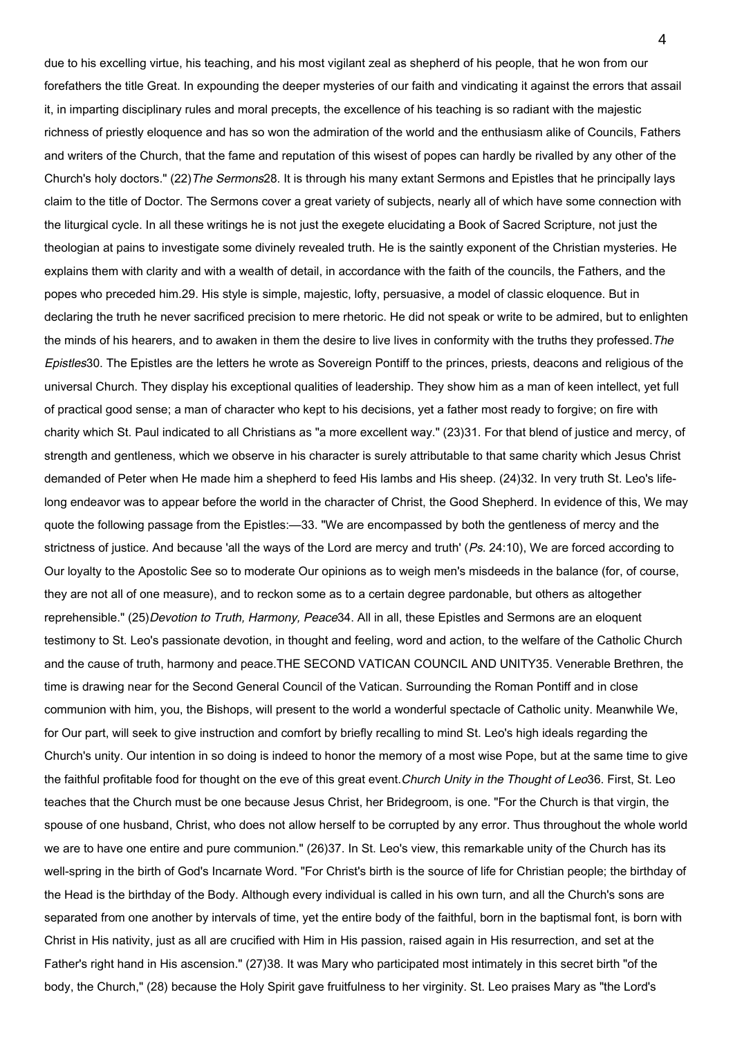due to his excelling virtue, his teaching, and his most vigilant zeal as shepherd of his people, that he won from our forefathers the title Great. In expounding the deeper mysteries of our faith and vindicating it against the errors that assail it, in imparting disciplinary rules and moral precepts, the excellence of his teaching is so radiant with the majestic richness of priestly eloquence and has so won the admiration of the world and the enthusiasm alike of Councils, Fathers and writers of the Church, that the fame and reputation of this wisest of popes can hardly be rivalled by any other of the Church's holy doctors." (22)

*The Sermons*

28. It is through his many extant Sermons and Epistles that he principally lays claim to the title of Doctor. The Sermons cover a great variety of subjects, nearly all of which have some connection with the liturgical cycle. In all these writings he is not just the exegete elucidating a Book of Sacred Scripture, not just the theologian at pains to investigate some divinely revealed truth. He is the saintly exponent of the Christian mysteries. He explains them with clarity and with a wealth of detail, in accordance with the faith of the councils, the Fathers, and the popes who preceded him.

29. His style is simple, majestic, lofty, persuasive, a model of classic eloquence. But in declaring the truth he never sacrificed precision to mere rhetoric. He did not speak or write to be admired, but to enlighten the minds of his hearers, and to awaken in them the desire to live lives in conformity with the truths they professed.

*The Epistles*

30. The Epistles are the letters he wrote as Sovereign Pontiff to the princes, priests, deacons and religious of the universal Church. They display his exceptional qualities of leadership. They show him as a man of keen intellect, yet full of practical good sense; a man of character who kept to his decisions, yet a father most ready to forgive; on fire with charity which St. Paul indicated to all Christians as "a more excellent way." (23)

31. For that blend of justice and mercy, of strength and gentleness, which we observe in his character is surely attributable to that same charity which Jesus Christ demanded of Peter when He made him a shepherd to feed His lambs and His sheep. (24)

32. In very truth St. Leo's life-long endeavor was to appear before the world in the character of Christ, the Good Shepherd. In evidence of this, We may quote the following passage from the Epistles:—

33. "We are encompassed by both the gentleness of mercy and the strictness of justice. And because 'all the ways of the Lord are mercy and truth' (*Ps.* 24:10), We are forced according to Our loyalty to the Apostolic See so to moderate Our opinions as to weigh men's misdeeds in the balance (for, of course, they are not all of one measure), and to reckon some as to a certain degree pardonable, but others as altogether reprehensible." (25)

*Devotion to Truth, Harmony, Peace*

34. All in all, these Epistles and Sermons are an eloquent testimony to St. Leo's passionate devotion, in thought and feeling, word and action, to the welfare of the Catholic Church and the cause of truth, harmony and peace.

## THE SECOND VATICAN COUNCIL AND UNITY

35. Venerable Brethren, the time is drawing near for the Second General Council of the Vatican. Surrounding the Roman Pontiff and in close communion with him, you, the Bishops, will present to the world a wonderful spectacle of Catholic unity. Meanwhile We, for Our part, will seek to give instruction and comfort by briefly recalling to mind St. Leo's high ideals regarding the Church's unity. Our intention in so doing is indeed to honor the memory of a most wise Pope, but at the same time to give the faithful profitable food for thought on the eve of this great event.

*Church Unity in the Thought of Leo*

36. First, St. Leo teaches that the Church must be one because Jesus Christ, her Bridegroom, is one. "For the Church is that virgin, the spouse of one husband, Christ, who does not allow herself to be corrupted by any error. Thus throughout the whole world we are to have one entire and pure communion." (26)

37. In St. Leo's view, this remarkable unity of the Church has its well-spring in the birth of God's Incarnate Word. "For Christ's birth is the source of life for Christian people; the birthday of the Head is the birthday of the Body. Although every individual is called in his own turn, and all the Church's sons are separated from one another by intervals of time, yet the entire body of the faithful, born in the baptismal font, is born with Christ in His nativity, just as all are crucified with Him in His passion, raised again in His resurrection, and set at the Father's right hand in His ascension." (27)

38. It was Mary who participated most intimately in this secret birth "of the body, the Church," (28) because the Holy Spirit gave fruitfulness to her virginity. St. Leo praises Mary as "the Lord's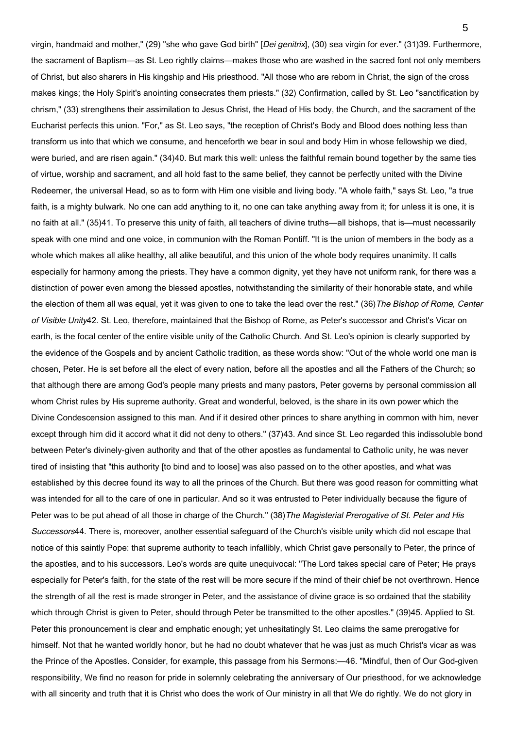virgin, handmaid and mother," (29) "she who gave God birth" [*Dei genitrix*], (30) sea virgin for ever." (31)

39. Furthermore, the sacrament of Baptism—as St. Leo rightly claims—makes those who are washed in the sacred font not only members of Christ, but also sharers in His kingship and His priesthood. "All those who are reborn in Christ, the sign of the cross makes kings; the Holy Spirit's anointing consecrates them priests." (32) Confirmation, called by St. Leo "sanctification by chrism," (33) strengthens their assimilation to Jesus Christ, the Head of His body, the Church, and the sacrament of the Eucharist perfects this union. "For," as St. Leo says, "the reception of Christ's Body and Blood does nothing less than transform us into that which we consume, and henceforth we bear in soul and body Him in whose fellowship we died, were buried, and are risen again." (34)

40. But mark this well: unless the faithful remain bound together by the same ties of virtue, worship and sacrament, and all hold fast to the same belief, they cannot be perfectly united with the Divine Redeemer, the universal Head, so as to form with Him one visible and living body. "A whole faith," says St. Leo, "a true faith, is a mighty bulwark. No one can add anything to it, no one can take anything away from it; for unless it is one, it is no faith at all." (35)

41. To preserve this unity of faith, all teachers of divine truths—all bishops, that is—must necessarily speak with one mind and one voice, in communion with the Roman Pontiff. "It is the union of members in the body as a whole which makes all alike healthy, all alike beautiful, and this union of the whole body requires unanimity. It calls especially for harmony among the priests. They have a common dignity, yet they have not uniform rank, for there was a distinction of power even among the blessed apostles, notwithstanding the similarity of their honorable state, and while the election of them all was equal, yet it was given to one to take the lead over the rest." (36)

*The Bishop of Rome, Center of Visible Unity*

42. St. Leo, therefore, maintained that the Bishop of Rome, as Peter's successor and Christ's Vicar on earth, is the focal center of the entire visible unity of the Catholic Church. And St. Leo's opinion is clearly supported by the evidence of the Gospels and by ancient Catholic tradition, as these words show: "Out of the whole world one man is chosen, Peter. He is set before all the elect of every nation, before all the apostles and all the Fathers of the Church; so that although there are among God's people many priests and many pastors, Peter governs by personal commission all whom Christ rules by His supreme authority. Great and wonderful, beloved, is the share in its own power which the Divine Condescension assigned to this man. And if it desired other princes to share anything in common with him, never except through him did it accord what it did not deny to others." (37)

43. And since St. Leo regarded this indissoluble bond between Peter's divinely-given authority and that of the other apostles as fundamental to Catholic unity, he was never tired of insisting that "this authority [to bind and to loose] was also passed on to the other apostles, and what was established by this decree found its way to all the princes of the Church. But there was good reason for committing what was intended for all to the care of one in particular. And so it was entrusted to Peter individually because the figure of Peter was to be put ahead of all those in charge of the Church." (38)

*The Magisterial Prerogative of St. Peter and His Successors*

44. There is, moreover, another essential safeguard of the Church's visible unity which did not escape that notice of this saintly Pope: that supreme authority to teach infallibly, which Christ gave personally to Peter, the prince of the apostles, and to his successors. Leo's words are quite unequivocal: "The Lord takes special care of Peter; He prays especially for Peter's faith, for the state of the rest will be more secure if the mind of their chief be not overthrown. Hence the strength of all the rest is made stronger in Peter, and the assistance of divine grace is so ordained that the stability which through Christ is given to Peter, should through Peter be transmitted to the other apostles." (39)

45. Applied to St. Peter this pronouncement is clear and emphatic enough; yet unhesitatingly St. Leo claims the same prerogative for himself. Not that he wanted worldly honor, but he had no doubt whatever that he was just as much Christ's vicar as was the Prince of the Apostles. Consider, for example, this passage from his Sermons:—

46. "Mindful, then of Our God-given responsibility, We find no reason for pride in solemnly celebrating the anniversary of Our priesthood, for we acknowledge with all sincerity and truth that it is Christ who does the work of Our ministry in all that We do rightly. We do not glory in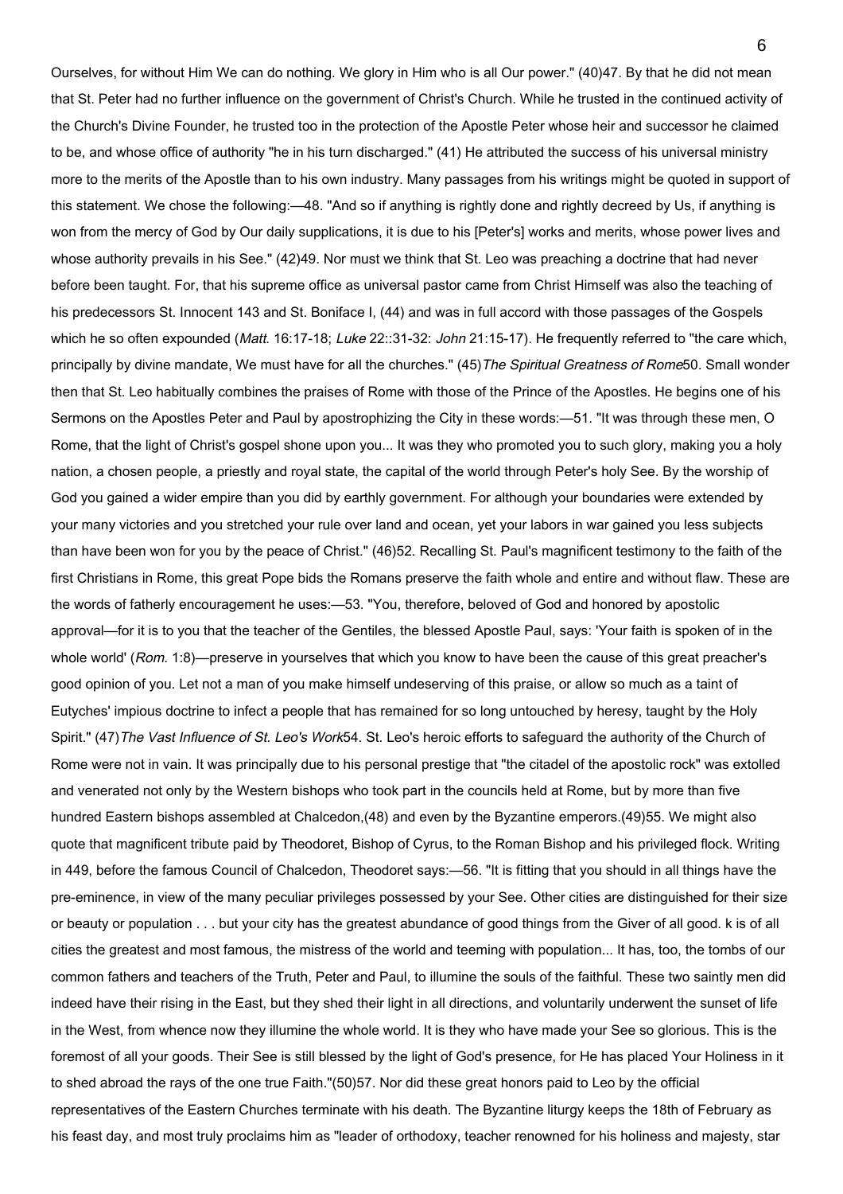Ourselves, for without Him We can do nothing. We glory in Him who is all Our power." (40)

47. By that he did not mean that St. Peter had no further influence on the government of Christ's Church. While he trusted in the continued activity of the Church's Divine Founder, he trusted too in the protection of the Apostle Peter whose heir and successor he claimed to be, and whose office of authority "he in his turn discharged." (41) He attributed the success of his universal ministry more to the merits of the Apostle than to his own industry. Many passages from his writings might be quoted in support of this statement. We chose the following:—

48. "And so if anything is rightly done and rightly decreed by Us, if anything is won from the mercy of God by Our daily supplications, it is due to his [Peter's] works and merits, whose power lives and whose authority prevails in his See." (42)

49. Nor must we think that St. Leo was preaching a doctrine that had never before been taught. For, that his supreme office as universal pastor came from Christ Himself was also the teaching of his predecessors St. Innocent 143 and St. Boniface I, (44) and was in full accord with those passages of the Gospels which he so often expounded (*Matt.* 16:17-18; *Luke* 22::31-32: *John* 21:15-17). He frequently referred to "the care which, principally by divine mandate, We must have for all the churches." (45)

*The Spiritual Greatness of Rome*

50. Small wonder then that St. Leo habitually combines the praises of Rome with those of the Prince of the Apostles. He begins one of his Sermons on the Apostles Peter and Paul by apostrophizing the City in these words:—

51. "It was through these men, O Rome, that the light of Christ's gospel shone upon you... It was they who promoted you to such glory, making you a holy nation, a chosen people, a priestly and royal state, the capital of the world through Peter's holy See. By the worship of God you gained a wider empire than you did by earthly government. For although your boundaries were extended by your many victories and you stretched your rule over land and ocean, yet your labors in war gained you less subjects than have been won for you by the peace of Christ." (46)

52. Recalling St. Paul's magnificent testimony to the faith of the first Christians in Rome, this great Pope bids the Romans preserve the faith whole and entire and without flaw. These are the words of fatherly encouragement he uses:—

53. "You, therefore, beloved of God and honored by apostolic approval—for it is to you that the teacher of the Gentiles, the blessed Apostle Paul, says: 'Your faith is spoken of in the whole world' (*Rom.* 1:8)—preserve in yourselves that which you know to have been the cause of this great preacher's good opinion of you. Let not a man of you make himself undeserving of this praise, or allow so much as a taint of Eutyches' impious doctrine to infect a people that has remained for so long untouched by heresy, taught by the Holy Spirit." (47)

*The Vast Influence of St. Leo's Work*

54. St. Leo's heroic efforts to safeguard the authority of the Church of Rome were not in vain. It was principally due to his personal prestige that "the citadel of the apostolic rock" was extolled and venerated not only by the Western bishops who took part in the councils held at Rome, but by more than five hundred Eastern bishops assembled at Chalcedon,(48) and even by the Byzantine emperors.(49)

55. We might also quote that magnificent tribute paid by Theodoret, Bishop of Cyrus, to the Roman Bishop and his privileged flock. Writing in 449, before the famous Council of Chalcedon, Theodoret says:—

56. "It is fitting that you should in all things have the pre-eminence, in view of the many peculiar privileges possessed by your See. Other cities are distinguished for their size or beauty or population . . . but your city has the greatest abundance of good things from the Giver of all good. k is of all cities the greatest and most famous, the mistress of the world and teeming with population... It has, too, the tombs of our common fathers and teachers of the Truth, Peter and Paul, to illumine the souls of the faithful. These two saintly men did indeed have their rising in the East, but they shed their light in all directions, and voluntarily underwent the sunset of life in the West, from whence now they illumine the whole world. It is they who have made your See so glorious. This is the foremost of all your goods. Their See is still blessed by the light of God's presence, for He has placed Your Holiness in it to shed abroad the rays of the one true Faith."(50)

57. Nor did these great honors paid to Leo by the official representatives of the Eastern Churches terminate with his death. The Byzantine liturgy keeps the 18th of February as his feast day, and most truly proclaims him as "leader of orthodoxy, teacher renowned for his holiness and majesty, star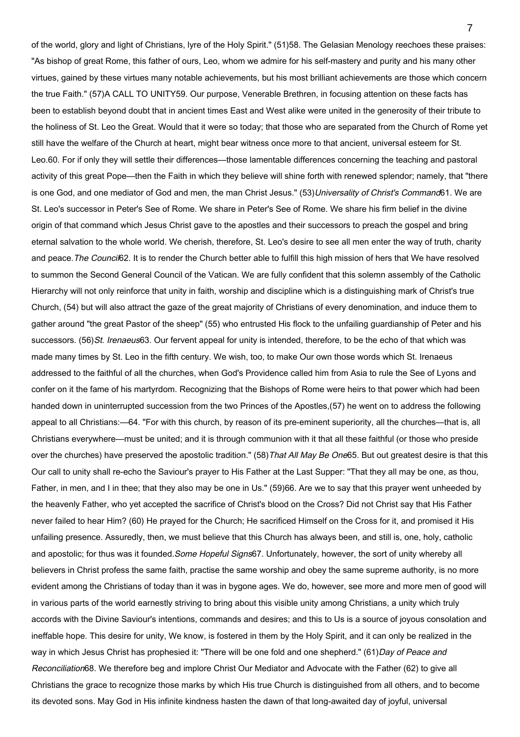of the world, glory and light of Christians, lyre of the Holy Spirit." (51)58. The Gelasian Menology reechoes these praises: "As bishop of great Rome, this father of ours, Leo, whom we admire for his self-mastery and purity and his many other virtues, gained by these virtues many notable achievements, but his most brilliant achievements are those which concern the true Faith." (57)A CALL TO UNITY59. Our purpose, Venerable Brethren, in focusing attention on these facts has been to establish beyond doubt that in ancient times East and West alike were united in the generosity of their tribute to the holiness of St. Leo the Great. Would that it were so today; that those who are separated from the Church of Rome yet still have the welfare of the Church at heart, might bear witness once more to that ancient, universal esteem for St. Leo.60. For if only they will settle their differences—those lamentable differences concerning the teaching and pastoral activity of this great Pope—then the Faith in which they believe will shine forth with renewed splendor; namely, that "there is one God, and one mediator of God and men, the man Christ Jesus." (53)*Universality of Christ's Command*61. We are St. Leo's successor in Peter's See of Rome. We share in Peter's See of Rome. We share his firm belief in the divine origin of that command which Jesus Christ gave to the apostles and their successors to preach the gospel and bring eternal salvation to the whole world. We cherish, therefore, St. Leo's desire to see all men enter the way of truth, charity and peace.*The Council*62. It is to render the Church better able to fulfill this high mission of hers that We have resolved to summon the Second General Council of the Vatican. We are fully confident that this solemn assembly of the Catholic Hierarchy will not only reinforce that unity in faith, worship and discipline which is a distinguishing mark of Christ's true Church, (54) but will also attract the gaze of the great majority of Christians of every denomination, and induce them to gather around "the great Pastor of the sheep" (55) who entrusted His flock to the unfailing guardianship of Peter and his successors. (56)*St. Irenaeus*63. Our fervent appeal for unity is intended, therefore, to be the echo of that which was made many times by St. Leo in the fifth century. We wish, too, to make Our own those words which St. Irenaeus addressed to the faithful of all the churches, when God's Providence called him from Asia to rule the See of Lyons and confer on it the fame of his martyrdom. Recognizing that the Bishops of Rome were heirs to that power which had been handed down in uninterrupted succession from the two Princes of the Apostles,(57) he went on to address the following appeal to all Christians:—64. "For with this church, by reason of its pre-eminent superiority, all the churches—that is, all Christians everywhere—must be united; and it is through communion with it that all these faithful (or those who preside over the churches) have preserved the apostolic tradition." (58)*That All May Be One*65. But out greatest desire is that this Our call to unity shall re-echo the Saviour's prayer to His Father at the Last Supper: "That they all may be one, as thou, Father, in men, and I in thee; that they also may be one in Us." (59)66. Are we to say that this prayer went unheeded by the heavenly Father, who yet accepted the sacrifice of Christ's blood on the Cross? Did not Christ say that His Father never failed to hear Him? (60) He prayed for the Church; He sacrificed Himself on the Cross for it, and promised it His unfailing presence. Assuredly, then, we must believe that this Church has always been, and still is, one, holy, catholic and apostolic; for thus was it founded.*Some Hopeful Signs*67. Unfortunately, however, the sort of unity whereby all believers in Christ profess the same faith, practise the same worship and obey the same supreme authority, is no more evident among the Christians of today than it was in bygone ages. We do, however, see more and more men of good will in various parts of the world earnestly striving to bring about this visible unity among Christians, a unity which truly accords with the Divine Saviour's intentions, commands and desires; and this to Us is a source of joyous consolation and ineffable hope. This desire for unity, We know, is fostered in them by the Holy Spirit, and it can only be realized in the way in which Jesus Christ has prophesied it: "There will be one fold and one shepherd." (61)*Day of Peace and Reconciliation*68. We therefore beg and implore Christ Our Mediator and Advocate with the Father (62) to give all Christians the grace to recognize those marks by which His true Church is distinguished from all others, and to become its devoted sons. May God in His infinite kindness hasten the dawn of that long-awaited day of joyful, universal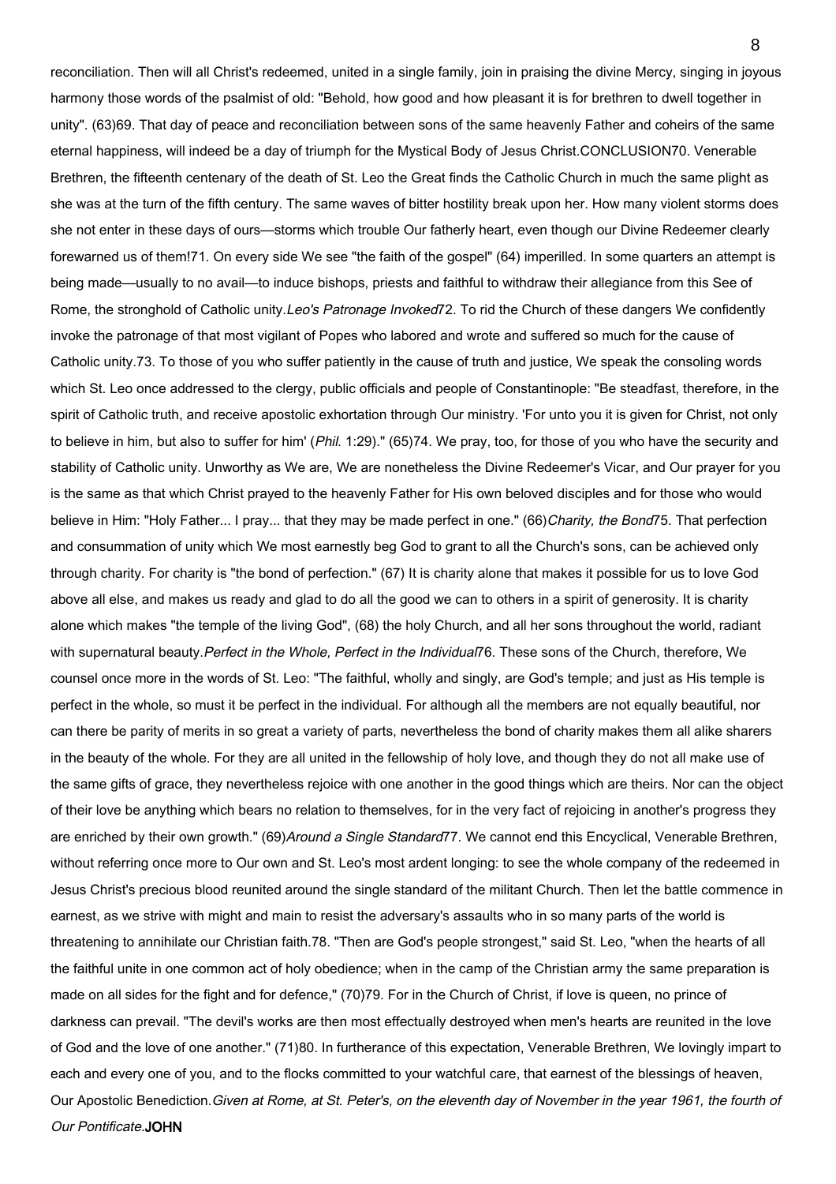reconciliation. Then will all Christ's redeemed, united in a single family, join in praising the divine Mercy, singing in joyous harmony those words of the psalmist of old: "Behold, how good and how pleasant it is for brethren to dwell together in unity". (63)

69. That day of peace and reconciliation between sons of the same heavenly Father and coheirs of the same eternal happiness, will indeed be a day of triumph for the Mystical Body of Jesus Christ.

## CONCLUSION

70. Venerable Brethren, the fifteenth centenary of the death of St. Leo the Great finds the Catholic Church in much the same plight as she was at the turn of the fifth century. The same waves of bitter hostility break upon her. How many violent storms does she not enter in these days of ours—storms which trouble Our fatherly heart, even though our Divine Redeemer clearly forewarned us of them!

71. On every side We see "the faith of the gospel" (64) imperilled. In some quarters an attempt is being made—usually to no avail—to induce bishops, priests and faithful to withdraw their allegiance from this See of Rome, the stronghold of Catholic unity.

*Leo's Patronage Invoked*

72. To rid the Church of these dangers We confidently invoke the patronage of that most vigilant of Popes who labored and wrote and suffered so much for the cause of Catholic unity.

73. To those of you who suffer patiently in the cause of truth and justice, We speak the consoling words which St. Leo once addressed to the clergy, public officials and people of Constantinople: "Be steadfast, therefore, in the spirit of Catholic truth, and receive apostolic exhortation through Our ministry. 'For unto you it is given for Christ, not only to believe in him, but also to suffer for him' (*Phil.* 1:29)." (65)

74. We pray, too, for those of you who have the security and stability of Catholic unity. Unworthy as We are, We are nonetheless the Divine Redeemer's Vicar, and Our prayer for you is the same as that which Christ prayed to the heavenly Father for His own beloved disciples and for those who would believe in Him: "Holy Father... I pray... that they may be made perfect in one." (66)

*Charity, the Bond*

75. That perfection and consummation of unity which We most earnestly beg God to grant to all the Church's sons, can be achieved only through charity. For charity is "the bond of perfection." (67) It is charity alone that makes it possible for us to love God above all else, and makes us ready and glad to do all the good we can to others in a spirit of generosity. It is charity alone which makes "the temple of the living God", (68) the holy Church, and all her sons throughout the world, radiant with supernatural beauty.

*Perfect in the Whole, Perfect in the Individual*

76. These sons of the Church, therefore, We counsel once more in the words of St. Leo: "The faithful, wholly and singly, are God's temple; and just as His temple is perfect in the whole, so must it be perfect in the individual. For although all the members are not equally beautiful, nor can there be parity of merits in so great a variety of parts, nevertheless the bond of charity makes them all alike sharers in the beauty of the whole. For they are all united in the fellowship of holy love, and though they do not all make use of the same gifts of grace, they nevertheless rejoice with one another in the good things which are theirs. Nor can the object of their love be anything which bears no relation to themselves, for in the very fact of rejoicing in another's progress they are enriched by their own growth." (69)

*Around a Single Standard*

77. We cannot end this Encyclical, Venerable Brethren, without referring once more to Our own and St. Leo's most ardent longing: to see the whole company of the redeemed in Jesus Christ's precious blood reunited around the single standard of the militant Church. Then let the battle commence in earnest, as we strive with might and main to resist the adversary's assaults who in so many parts of the world is threatening to annihilate our Christian faith.

78. "Then are God's people strongest," said St. Leo, "when the hearts of all the faithful unite in one common act of holy obedience; when in the camp of the Christian army the same preparation is made on all sides for the fight and for defence," (70)

79. For in the Church of Christ, if love is queen, no prince of darkness can prevail. "The devil's works are then most effectually destroyed when men's hearts are reunited in the love of God and the love of one another." (71)

80. In furtherance of this expectation, Venerable Brethren, We lovingly impart to each and every one of you, and to the flocks committed to your watchful care, that earnest of the blessings of heaven, Our Apostolic Benediction.

*Given at Rome, at St. Peter's, on the eleventh day of November in the year 1961, the fourth of Our Pontificate.*

**JOHN**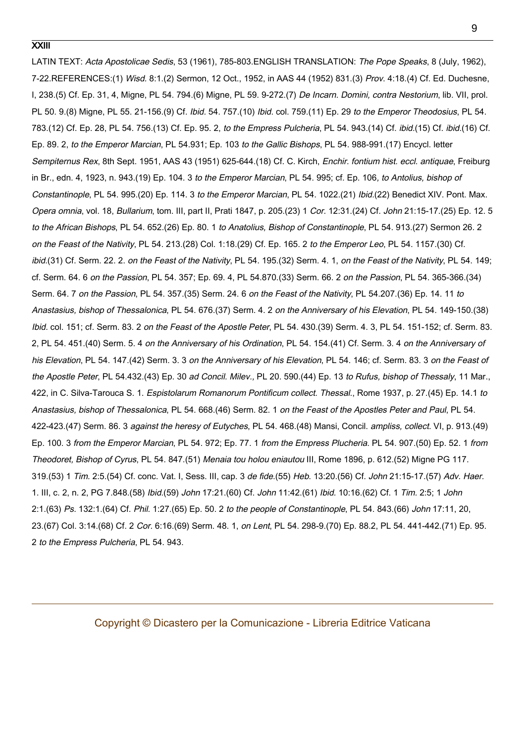**XXIII**

LATIN TEXT: *Acta Apostolicae Sedis*, 53 (1961), 785-803.ENGLISH TRANSLATION: *The Pope Speaks*, 8 (July, 1962), 7-22.REFERENCES:(1) *Wisd.* 8:1.(2) Sermon, 12 Oct., 1952, in AAS 44 (1952) 831.(3) *Prov.* 4:18.(4) Cf. Ed. Duchesne, I, 238.(5) Cf. Ep. 31, 4, Migne, PL 54. 794.(6) Migne, PL 59. 9-272.(7) *De Incarn. Domini, contra Nestorium*, lib. VII, prol. PL 50. 9.(8) Migne, PL 55. 21-156.(9) Cf. *Ibid.* 54. 757.(10) *Ibid.* col. 759.(11) Ep. 29 *to the Emperor Theodosius*, PL 54. 783.(12) Cf. Ep. 28, PL 54. 756.(13) Cf. Ep. 95. 2, *to the Empress Pulcheria*, PL 54. 943.(14) Cf. *ibid.*(15) Cf. *ibid.*(16) Cf. Ep. 89. 2, *to the Emperor Marcian*, PL 54.931; Ep. 103 *to the Gallic Bishops*, PL 54. 988-991.(17) Encycl. letter *Sempiternus Rex*, 8th Sept. 1951, AAS 43 (1951) 625-644.(18) Cf. C. Kirch, *Enchir. fontium hist. eccl. antiquae*, Freiburg in Br., edn. 4, 1923, n. 943.(19) Ep. 104. 3 *to the Emperor Marcian*, PL 54. 995; cf. Ep. 106, *to Antolius, bishop of Constantinople*, PL 54. 995.(20) Ep. 114. 3 *to the Emperor Marcian*, PL 54. 1022.(21) *Ibid.*(22) Benedict XIV. Pont. Max. *Opera omnia*, vol. 18, *Bullarium*, tom. III, part II, Prati 1847, p. 205.(23) 1 *Cor.* 12:31.(24) Cf. *John* 21:15-17.(25) Ep. 12. 5 *to the African Bishops*, PL 54. 652.(26) Ep. 80. 1 *to Anatolius, Bishop of Constantinople*, PL 54. 913.(27) Sermon 26. 2 *on the Feast of the Nativity*, PL 54. 213.(28) Col. 1:18.(29) Cf. Ep. 165. 2 *to the Emperor Leo*, PL 54. 1157.(30) Cf. *ibid.*(31) Cf. Serm. 22. 2. *on the Feast of the Nativity*, PL 54. 195.(32) Serm. 4. 1, *on the Feast of the Nativity*, PL 54. 149; cf. Serm. 64. 6 *on the Passion*, PL 54. 357; Ep. 69. 4, PL 54.870.(33) Serm. 66. 2 *on the Passion*, PL 54. 365-366.(34) Serm. 64. 7 *on the Passion*, PL 54. 357.(35) Serm. 24. 6 *on the Feast of the Nativity*, PL 54.207.(36) Ep. 14. 11 *to Anastasius, bishop of Thessalonica*, PL 54. 676.(37) Serm. 4. 2 *on the Anniversary of his Elevation*, PL 54. 149-150.(38) *Ibid.* col. 151; cf. Serm. 83. 2 *on the Feast of the Apostle Peter*, PL 54. 430.(39) Serm. 4. 3, PL 54. 151-152; cf. Serm. 83. 2, PL 54. 451.(40) Serm. 5. 4 *on the Anniversary of his Ordination*, PL 54. 154.(41) Cf. Serm. 3. 4 *on the Anniversary of his Elevation*, PL 54. 147.(42) Serm. 3. 3 *on the Anniversary of his Elevation*, PL 54. 146; cf. Serm. 83. 3 *on the Feast of the Apostle Peter*, PL 54.432.(43) Ep. 30 *ad Concil. Milev.*, PL 20. 590.(44) Ep. 13 *to Rufus, bishop of Thessaly*, 11 Mar., 422, in C. Silva-Tarouca S. 1. *Espistolarum Romanorum Pontificum collect. Thessal.*, Rome 1937, p. 27.(45) Ep. 14.1 *to Anastasius, bishop of Thessalonica*, PL 54. 668.(46) Serm. 82. 1 *on the Feast of the Apostles Peter and Paul*, PL 54. 422-423.(47) Serm. 86. 3 *against the heresy of Eutyches*, PL 54. 468.(48) Mansi, Concil. *ampliss, collect.* VI, p. 913.(49) Ep. 100. 3 *from the Emperor Marcian*, PL 54. 972; Ep. 77. 1 *from the Empress Plucheria*. PL 54. 907.(50) Ep. 52. 1 *from Theodoret, Bishop of Cyrus*, PL 54. 847.(51) *Menaia tou holou eniautou* III, Rome 1896, p. 612.(52) Migne PG 117. 319.(53) 1 *Tim.* 2:5.(54) Cf. conc. Vat. I, Sess. III, cap. 3 *de fide.*(55) *Heb.* 13:20.(56) Cf. *John* 21:15-17.(57) *Adv. Haer.* 1. III, c. 2, n. 2, PG 7.848.(58) *Ibid.*(59) *John* 17:21.(60) Cf. *John* 11:42.(61) *Ibid.* 10:16.(62) Cf. 1 *Tim.* 2:5; 1 *John* 2:1.(63) *Ps.* 132:1.(64) Cf. *Phil.* 1:27.(65) Ep. 50. 2 *to the people of Constantinople*, PL 54. 843.(66) *John* 17:11, 20, 23.(67) Col. 3:14.(68) Cf. 2 *Cor.* 6:16.(69) Serm. 48. 1, *on Lent*, PL 54. 298-9.(70) Ep. 88.2, PL 54. 441-442.(71) Ep. 95. 2 *to the Empress Pulcheria*, PL 54. 943.

Copyright © Dicastero per la Comunicazione - Libreria Editrice Vaticana